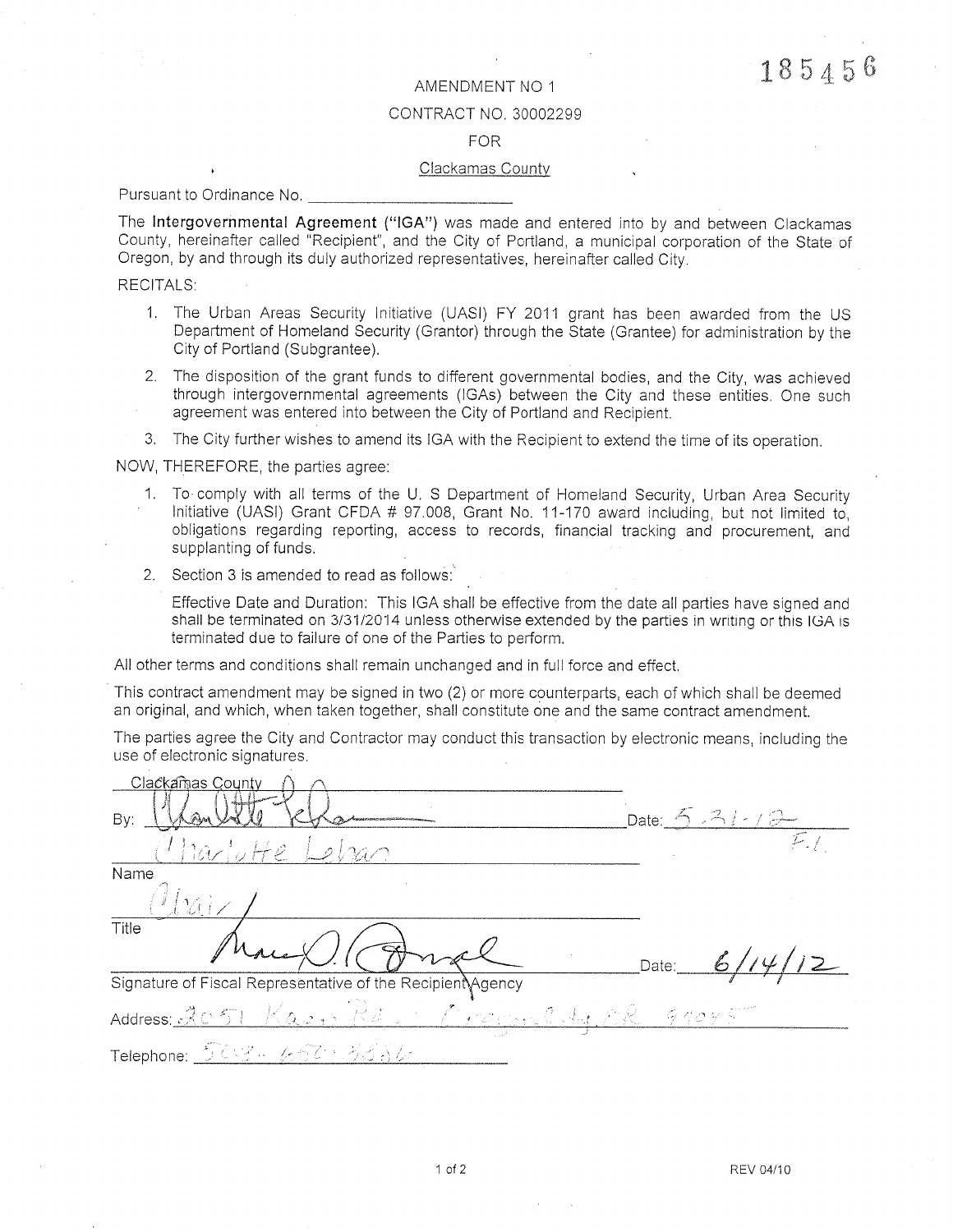185456

AMENDMENT NO 1

CONTRACT NO. 30002299

FOR

Clackamas County

Pursuant to Ordinance No. ________________________

The **Intergovernmental Agreement ("IGA")** was made and entered into by and between Clackamas County, hereinafter called "Recipient", and the City of Portland, a municipal corporation of the State of Oregon, by and through its duly authorized representatives, hereinafter called City.

RECITALS:

1. The Urban Areas Security Initiative (UASI) FY 2011 grant has been awarded from the US Department of Homeland Security (Grantor) through the State (Grantee) for administration by the City of Portland (Subgrantee).
2. The disposition of the grant funds to different governmental bodies, and the City, was achieved through intergovernmental agreements (IGAs) between the City and these entities. One such agreement was entered into between the City of Portland and Recipient.
3. The City further wishes to amend its IGA with the Recipient to extend the time of its operation.

NOW, THEREFORE, the parties agree:

1. To comply with all terms of the U. S Department of Homeland Security, Urban Area Security Initiative (UASI) Grant CFDA # 97.008, Grant No. 11-170 award including, but not limited to, obligations regarding reporting, access to records, financial tracking and procurement, and supplanting of funds.
2. Section 3 is amended to read as follows:

   Effective Date and Duration: This IGA shall be effective from the date all parties have signed and shall be terminated on 3/31/2014 unless otherwise extended by the parties in writing or this IGA is terminated due to failure of one of the Parties to perform.

All other terms and conditions shall remain unchanged and in full force and effect.

This contract amendment may be signed in two (2) or more counterparts, each of which shall be deemed an original, and which, when taken together, shall constitute one and the same contract amendment.

The parties agree the City and Contractor may conduct this transaction by electronic means, including the use of electronic signatures.

Clackamas County

By: *[signature]* Date: 5-31-12 F.L.

Charlotte Lehan

Name

Chair

Title

*[signature]* Date: 6/14/12

Signature of Fiscal Representative of the Recipient Agency

Address: 2051 Kaen Rd. Oregon City, OR 97045

Telephone: 503-650-9386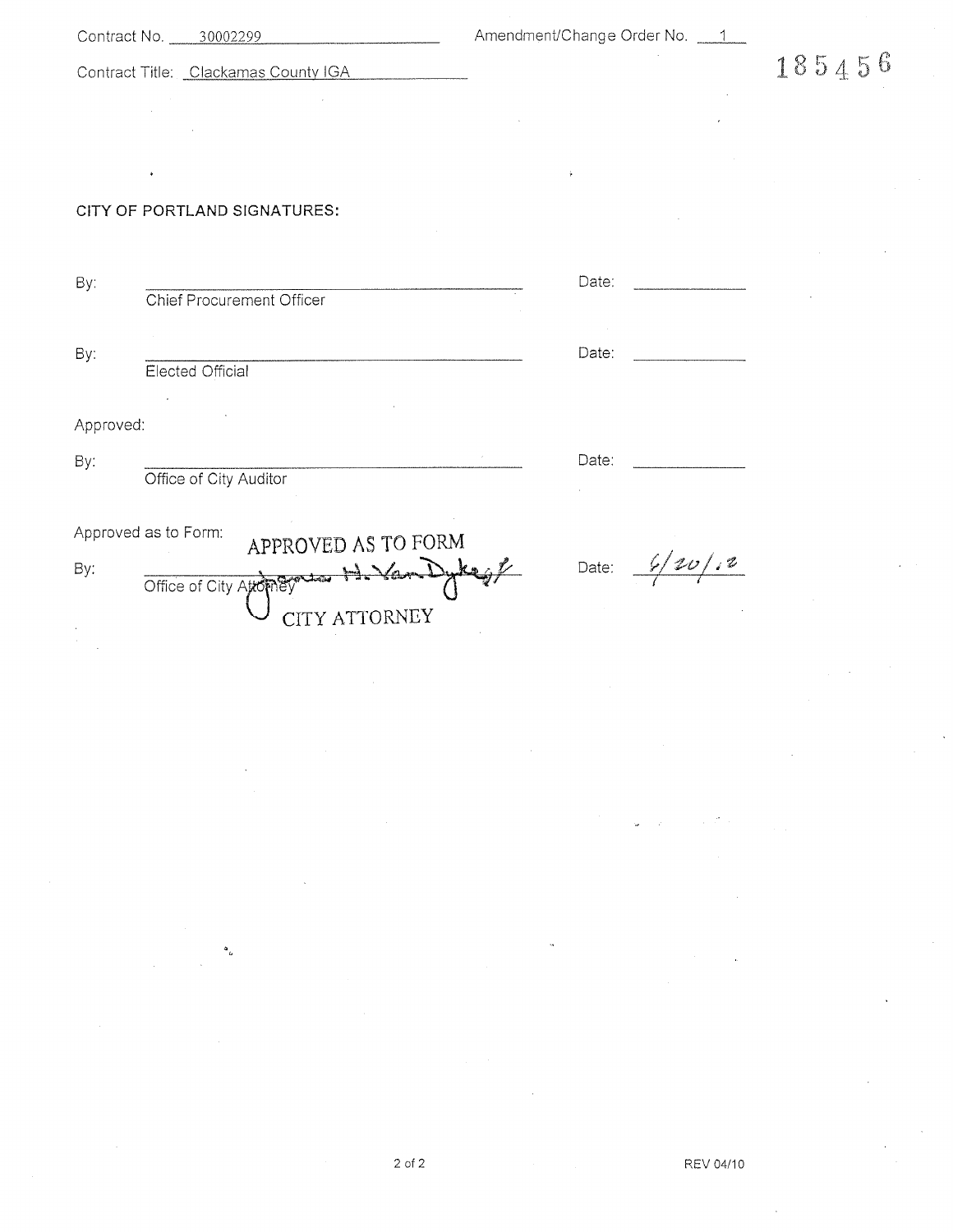Contract No. 30002299 Amendment/Change Order No. 1

Contract Title: Clackamas County IGA

185456

**CITY OF PORTLAND SIGNATURES:**

By: ______________________________ Date: ____________
Chief Procurement Officer

By: ______________________________ Date: ____________
Elected Official

Approved:

By: ______________________________ Date: ____________
Office of City Auditor

Approved as to Form:

APPROVED AS TO FORM

By: ______________________________ Date: 6/20/12
Office of City Attorney

CITY ATTORNEY

REV 04/10